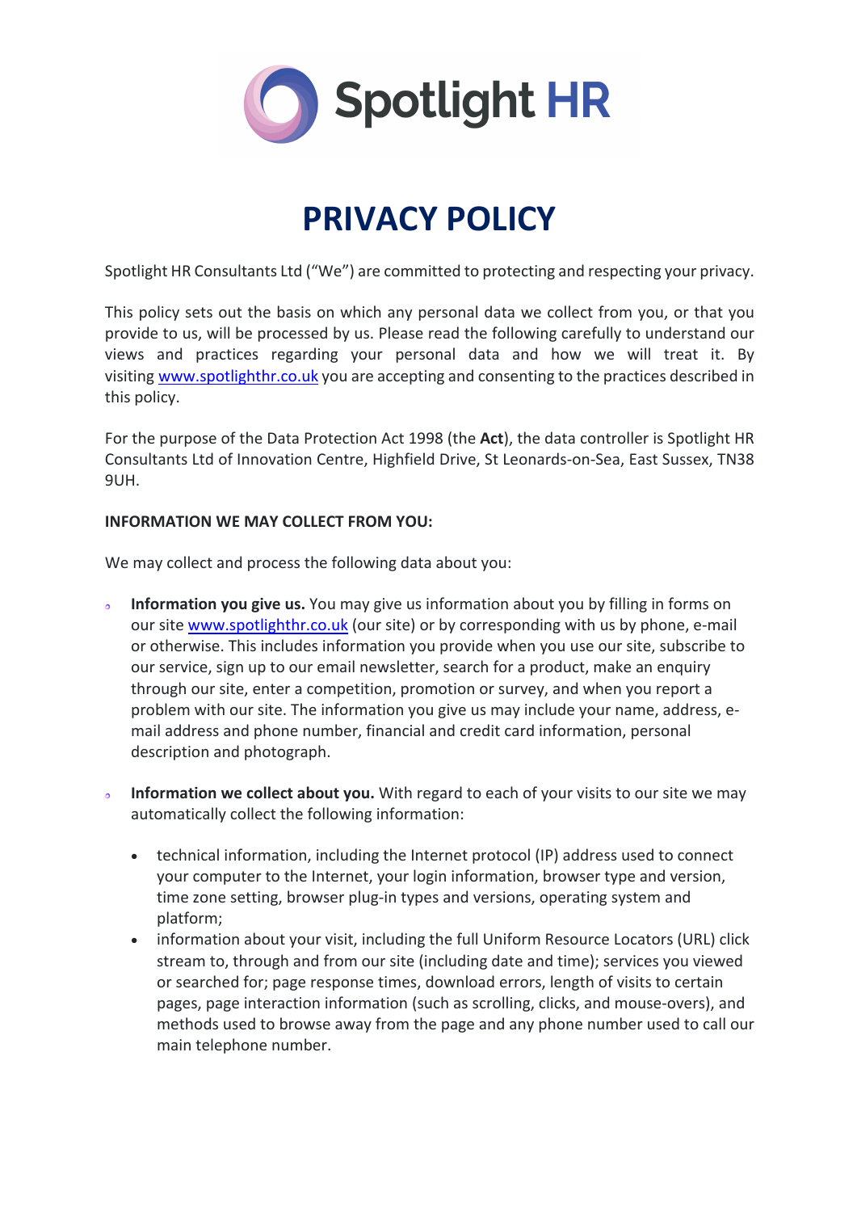Spotlight HR

# PRIVACY POLICY

Spotlight HR Consultants Ltd ("We") are committed to protecting and respecting your privacy.

This policy sets out the basis on which any personal data we collect from you, or that you provide to us, will be processed by us. Please read the following carefully to understand our views and practices regarding your personal data and how we will treat it. By visiting www.spotlighthr.co.uk you are accepting and consenting to the practices described in this policy.

For the purpose of the Data Protection Act 1998 (the **Act**), the data controller is Spotlight HR Consultants Ltd of Innovation Centre, Highfield Drive, St Leonards-on-Sea, East Sussex, TN38 9UH.

**INFORMATION WE MAY COLLECT FROM YOU:**

We may collect and process the following data about you:

- **Information you give us.** You may give us information about you by filling in forms on our site www.spotlighthr.co.uk (our site) or by corresponding with us by phone, e-mail or otherwise. This includes information you provide when you use our site, subscribe to our service, sign up to our email newsletter, search for a product, make an enquiry through our site, enter a competition, promotion or survey, and when you report a problem with our site. The information you give us may include your name, address, e-mail address and phone number, financial and credit card information, personal description and photograph.

- **Information we collect about you.** With regard to each of your visits to our site we may automatically collect the following information:

  - technical information, including the Internet protocol (IP) address used to connect your computer to the Internet, your login information, browser type and version, time zone setting, browser plug-in types and versions, operating system and platform;
  - information about your visit, including the full Uniform Resource Locators (URL) click stream to, through and from our site (including date and time); services you viewed or searched for; page response times, download errors, length of visits to certain pages, page interaction information (such as scrolling, clicks, and mouse-overs), and methods used to browse away from the page and any phone number used to call our main telephone number.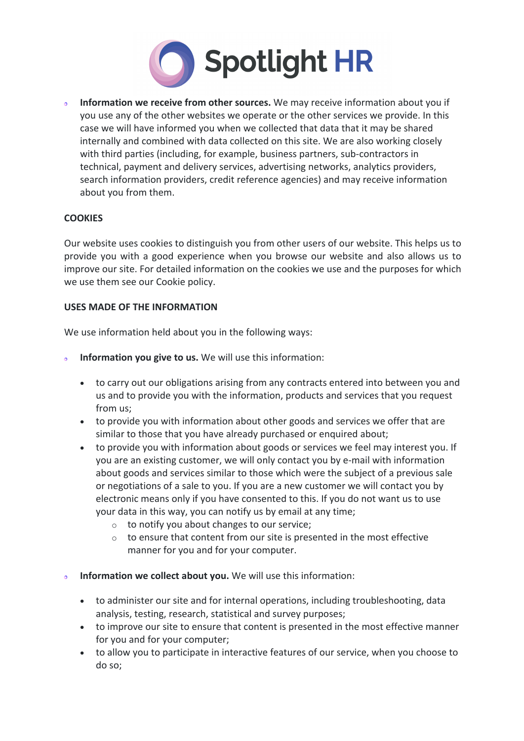- **Information we receive from other sources.** We may receive information about you if you use any of the other websites we operate or the other services we provide. In this case we will have informed you when we collected that data that it may be shared internally and combined with data collected on this site. We are also working closely with third parties (including, for example, business partners, sub-contractors in technical, payment and delivery services, advertising networks, analytics providers, search information providers, credit reference agencies) and may receive information about you from them.

**COOKIES**

Our website uses cookies to distinguish you from other users of our website. This helps us to provide you with a good experience when you browse our website and also allows us to improve our site. For detailed information on the cookies we use and the purposes for which we use them see our Cookie policy.

**USES MADE OF THE INFORMATION**

We use information held about you in the following ways:

- **Information you give to us.** We will use this information:
  - to carry out our obligations arising from any contracts entered into between you and us and to provide you with the information, products and services that you request from us;
  - to provide you with information about other goods and services we offer that are similar to those that you have already purchased or enquired about;
  - to provide you with information about goods or services we feel may interest you. If you are an existing customer, we will only contact you by e-mail with information about goods and services similar to those which were the subject of a previous sale or negotiations of a sale to you. If you are a new customer we will contact you by electronic means only if you have consented to this. If you do not want us to use your data in this way, you can notify us by email at any time;
    - to notify you about changes to our service;
    - to ensure that content from our site is presented in the most effective manner for you and for your computer.

- **Information we collect about you.** We will use this information:
  - to administer our site and for internal operations, including troubleshooting, data analysis, testing, research, statistical and survey purposes;
  - to improve our site to ensure that content is presented in the most effective manner for you and for your computer;
  - to allow you to participate in interactive features of our service, when you choose to do so;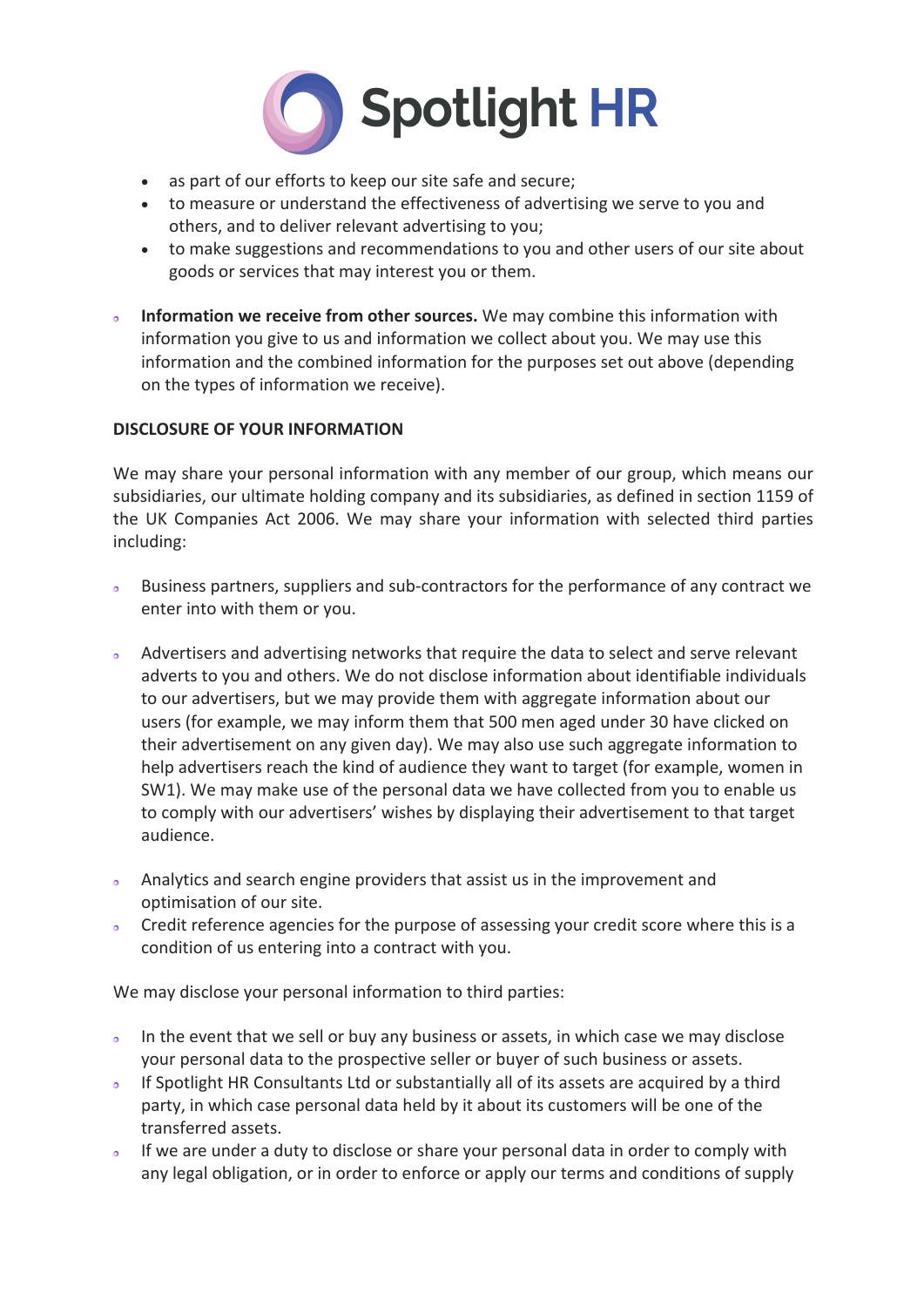- as part of our efforts to keep our site safe and secure;
- to measure or understand the effectiveness of advertising we serve to you and others, and to deliver relevant advertising to you;
- to make suggestions and recommendations to you and other users of our site about goods or services that may interest you or them.

- **Information we receive from other sources.** We may combine this information with information you give to us and information we collect about you. We may use this information and the combined information for the purposes set out above (depending on the types of information we receive).

**DISCLOSURE OF YOUR INFORMATION**

We may share your personal information with any member of our group, which means our subsidiaries, our ultimate holding company and its subsidiaries, as defined in section 1159 of the UK Companies Act 2006. We may share your information with selected third parties including:

- Business partners, suppliers and sub-contractors for the performance of any contract we enter into with them or you.

- Advertisers and advertising networks that require the data to select and serve relevant adverts to you and others. We do not disclose information about identifiable individuals to our advertisers, but we may provide them with aggregate information about our users (for example, we may inform them that 500 men aged under 30 have clicked on their advertisement on any given day). We may also use such aggregate information to help advertisers reach the kind of audience they want to target (for example, women in SW1). We may make use of the personal data we have collected from you to enable us to comply with our advertisers' wishes by displaying their advertisement to that target audience.

- Analytics and search engine providers that assist us in the improvement and optimisation of our site.
- Credit reference agencies for the purpose of assessing your credit score where this is a condition of us entering into a contract with you.

We may disclose your personal information to third parties:

- In the event that we sell or buy any business or assets, in which case we may disclose your personal data to the prospective seller or buyer of such business or assets.
- If Spotlight HR Consultants Ltd or substantially all of its assets are acquired by a third party, in which case personal data held by it about its customers will be one of the transferred assets.
- If we are under a duty to disclose or share your personal data in order to comply with any legal obligation, or in order to enforce or apply our terms and conditions of supply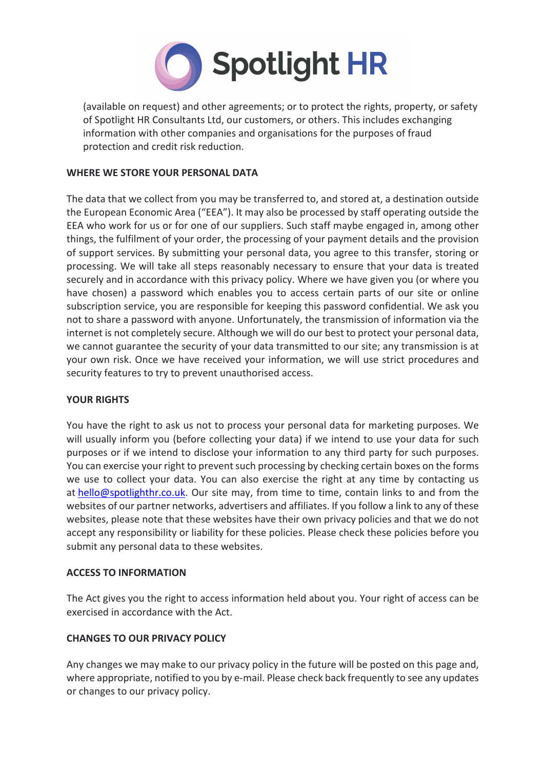(available on request) and other agreements; or to protect the rights, property, or safety of Spotlight HR Consultants Ltd, our customers, or others. This includes exchanging information with other companies and organisations for the purposes of fraud protection and credit risk reduction.

**WHERE WE STORE YOUR PERSONAL DATA**

The data that we collect from you may be transferred to, and stored at, a destination outside the European Economic Area ("EEA"). It may also be processed by staff operating outside the EEA who work for us or for one of our suppliers. Such staff maybe engaged in, among other things, the fulfilment of your order, the processing of your payment details and the provision of support services. By submitting your personal data, you agree to this transfer, storing or processing. We will take all steps reasonably necessary to ensure that your data is treated securely and in accordance with this privacy policy. Where we have given you (or where you have chosen) a password which enables you to access certain parts of our site or online subscription service, you are responsible for keeping this password confidential. We ask you not to share a password with anyone. Unfortunately, the transmission of information via the internet is not completely secure. Although we will do our best to protect your personal data, we cannot guarantee the security of your data transmitted to our site; any transmission is at your own risk. Once we have received your information, we will use strict procedures and security features to try to prevent unauthorised access.

**YOUR RIGHTS**

You have the right to ask us not to process your personal data for marketing purposes. We will usually inform you (before collecting your data) if we intend to use your data for such purposes or if we intend to disclose your information to any third party for such purposes. You can exercise your right to prevent such processing by checking certain boxes on the forms we use to collect your data. You can also exercise the right at any time by contacting us at hello@spotlighthr.co.uk. Our site may, from time to time, contain links to and from the websites of our partner networks, advertisers and affiliates. If you follow a link to any of these websites, please note that these websites have their own privacy policies and that we do not accept any responsibility or liability for these policies. Please check these policies before you submit any personal data to these websites.

**ACCESS TO INFORMATION**

The Act gives you the right to access information held about you. Your right of access can be exercised in accordance with the Act.

**CHANGES TO OUR PRIVACY POLICY**

Any changes we may make to our privacy policy in the future will be posted on this page and, where appropriate, notified to you by e-mail. Please check back frequently to see any updates or changes to our privacy policy.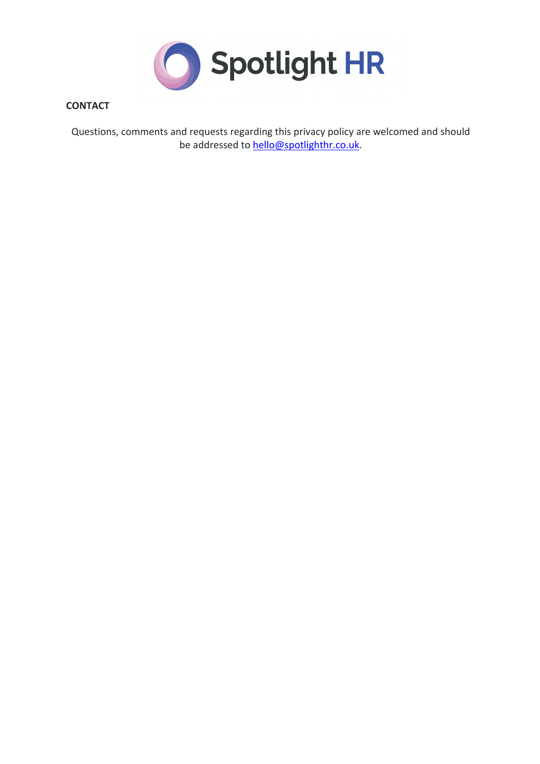**CONTACT**

Questions, comments and requests regarding this privacy policy are welcomed and should be addressed to hello@spotlighthr.co.uk.